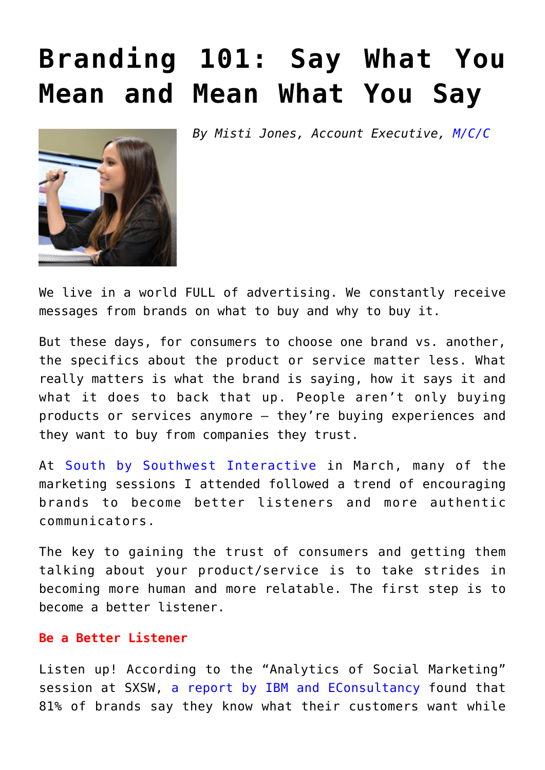# Branding 101: Say What You Mean and Mean What You Say

*By Misti Jones, Account Executive, M/C/C*

We live in a world FULL of advertising. We constantly receive messages from brands on what to buy and why to buy it.

But these days, for consumers to choose one brand vs. another, the specifics about the product or service matter less. What really matters is what the brand is saying, how it says it and what it does to back that up. People aren't only buying products or services anymore – they're buying experiences and they want to buy from companies they trust.

At South by Southwest Interactive in March, many of the marketing sessions I attended followed a trend of encouraging brands to become better listeners and more authentic communicators.

The key to gaining the trust of consumers and getting them talking about your product/service is to take strides in becoming more human and more relatable. The first step is to become a better listener.

**Be a Better Listener**

Listen up! According to the "Analytics of Social Marketing" session at SXSW, a report by IBM and EConsultancy found that 81% of brands say they know what their customers want while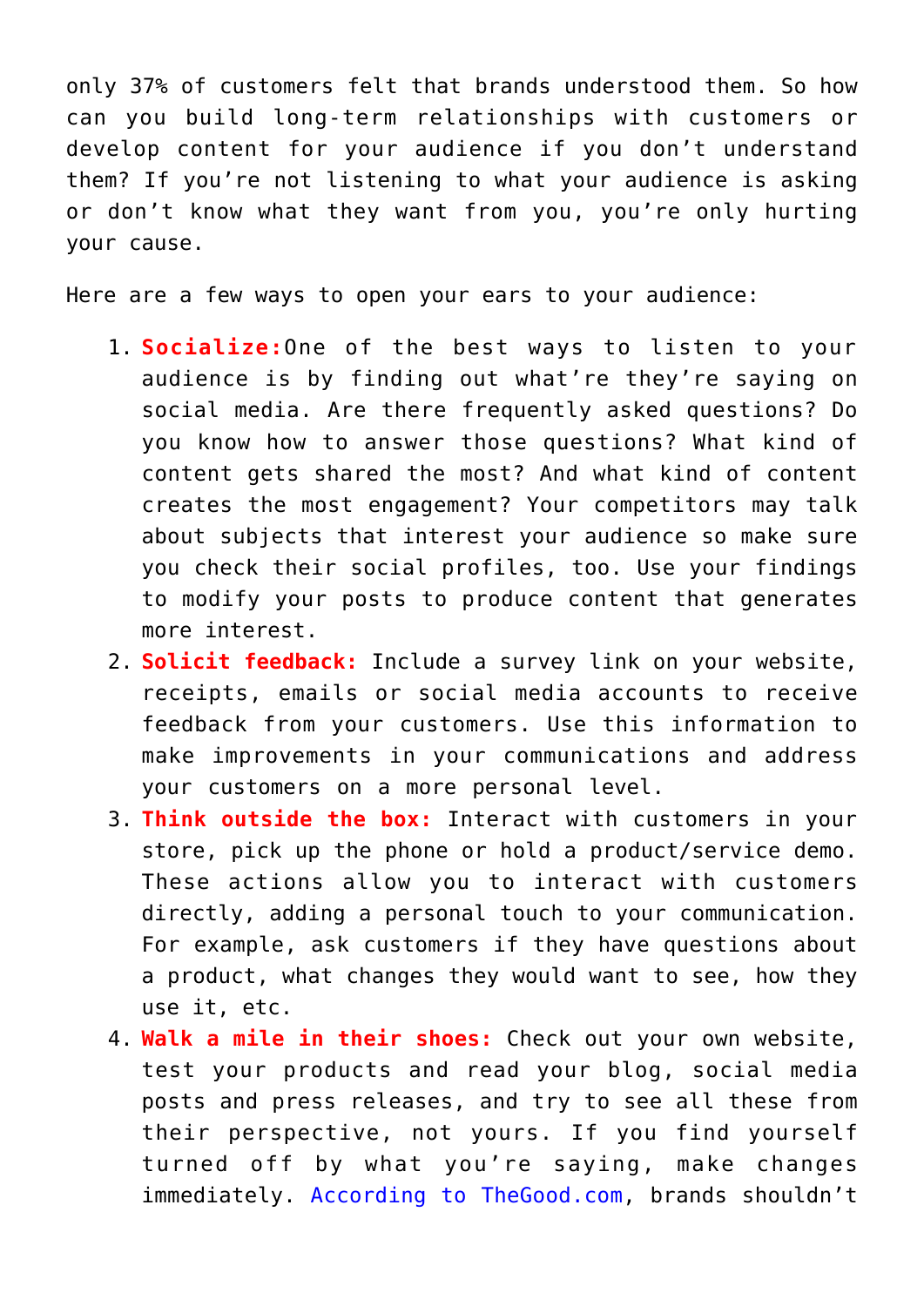only 37% of customers felt that brands understood them. So how can you build long-term relationships with customers or develop content for your audience if you don't understand them? If you're not listening to what your audience is asking or don't know what they want from you, you're only hurting your cause.

Here are a few ways to open your ears to your audience:

1. **Socialize:**One of the best ways to listen to your audience is by finding out what're they're saying on social media. Are there frequently asked questions? Do you know how to answer those questions? What kind of content gets shared the most? And what kind of content creates the most engagement? Your competitors may talk about subjects that interest your audience so make sure you check their social profiles, too. Use your findings to modify your posts to produce content that generates more interest.
2. **Solicit feedback:** Include a survey link on your website, receipts, emails or social media accounts to receive feedback from your customers. Use this information to make improvements in your communications and address your customers on a more personal level.
3. **Think outside the box:** Interact with customers in your store, pick up the phone or hold a product/service demo. These actions allow you to interact with customers directly, adding a personal touch to your communication. For example, ask customers if they have questions about a product, what changes they would want to see, how they use it, etc.
4. **Walk a mile in their shoes:** Check out your own website, test your products and read your blog, social media posts and press releases, and try to see all these from their perspective, not yours. If you find yourself turned off by what you're saying, make changes immediately. According to TheGood.com, brands shouldn't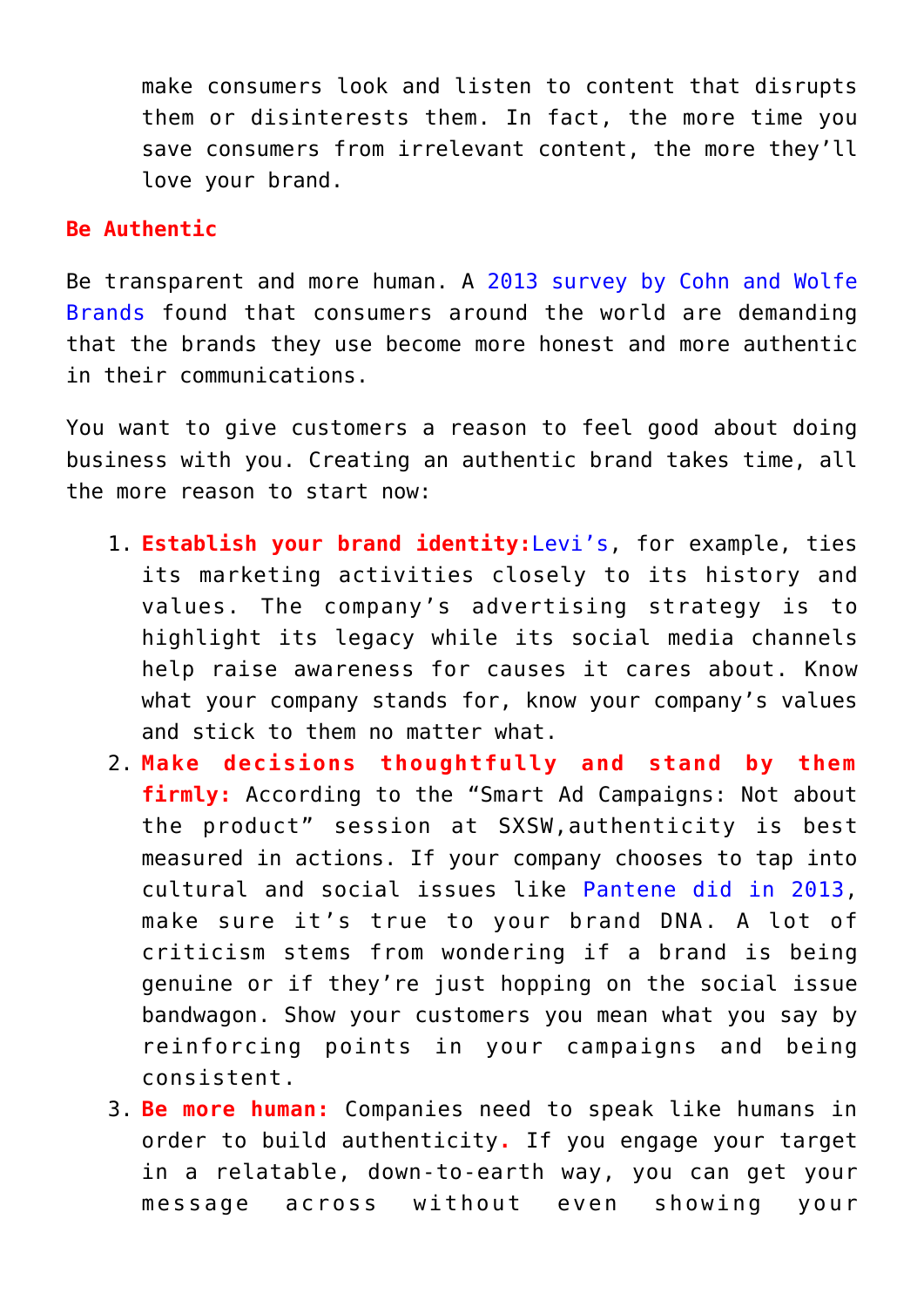make consumers look and listen to content that disrupts them or disinterests them. In fact, the more time you save consumers from irrelevant content, the more they'll love your brand.

**Be Authentic**

Be transparent and more human. A 2013 survey by Cohn and Wolfe Brands found that consumers around the world are demanding that the brands they use become more honest and more authentic in their communications.

You want to give customers a reason to feel good about doing business with you. Creating an authentic brand takes time, all the more reason to start now:

1. **Establish your brand identity:**Levi's, for example, ties its marketing activities closely to its history and values. The company's advertising strategy is to highlight its legacy while its social media channels help raise awareness for causes it cares about. Know what your company stands for, know your company's values and stick to them no matter what.
2. **Make decisions thoughtfully and stand by them firmly:** According to the "Smart Ad Campaigns: Not about the product" session at SXSW,authenticity is best measured in actions. If your company chooses to tap into cultural and social issues like Pantene did in 2013, make sure it's true to your brand DNA. A lot of criticism stems from wondering if a brand is being genuine or if they're just hopping on the social issue bandwagon. Show your customers you mean what you say by reinforcing points in your campaigns and being consistent.
3. **Be more human:** Companies need to speak like humans in order to build authenticity. If you engage your target in a relatable, down-to-earth way, you can get your message across without even showing your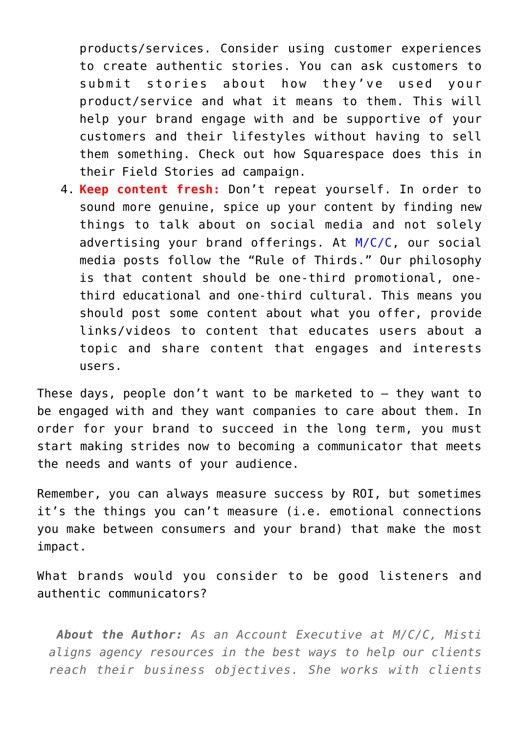products/services. Consider using customer experiences to create authentic stories. You can ask customers to submit stories about how they've used your product/service and what it means to them. This will help your brand engage with and be supportive of your customers and their lifestyles without having to sell them something. Check out how Squarespace does this in their Field Stories ad campaign.

4. **Keep content fresh:** Don't repeat yourself. In order to sound more genuine, spice up your content by finding new things to talk about on social media and not solely advertising your brand offerings. At M/C/C, our social media posts follow the "Rule of Thirds." Our philosophy is that content should be one-third promotional, one-third educational and one-third cultural. This means you should post some content about what you offer, provide links/videos to content that educates users about a topic and share content that engages and interests users.

These days, people don't want to be marketed to – they want to be engaged with and they want companies to care about them. In order for your brand to succeed in the long term, you must start making strides now to becoming a communicator that meets the needs and wants of your audience.

Remember, you can always measure success by ROI, but sometimes it's the things you can't measure (i.e. emotional connections you make between consumers and your brand) that make the most impact.

What brands would you consider to be good listeners and authentic communicators?

***About the Author:*** *As an Account Executive at M/C/C, Misti aligns agency resources in the best ways to help our clients reach their business objectives. She works with clients*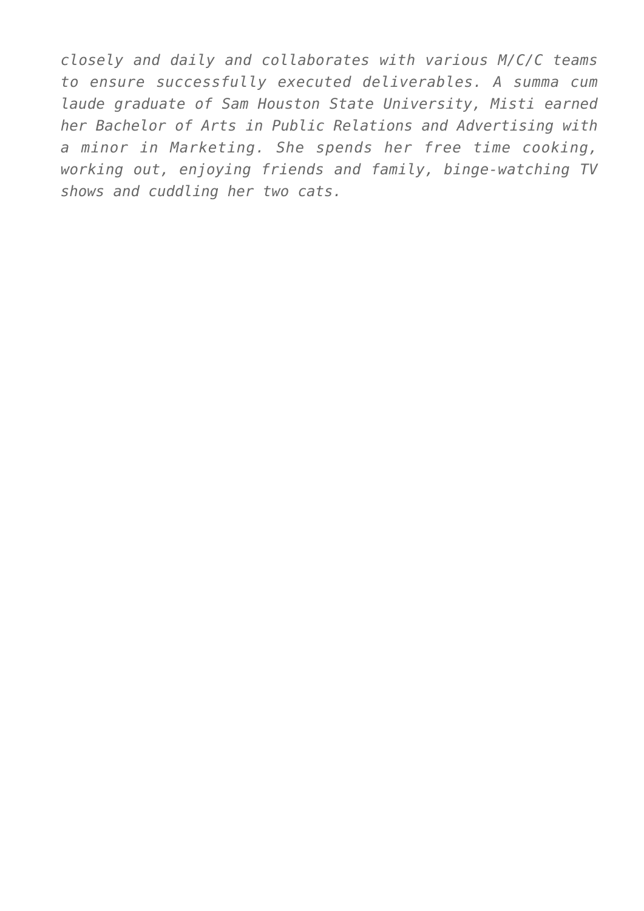*closely and daily and collaborates with various M/C/C teams to ensure successfully executed deliverables. A summa cum laude graduate of Sam Houston State University, Misti earned her Bachelor of Arts in Public Relations and Advertising with a minor in Marketing. She spends her free time cooking, working out, enjoying friends and family, binge-watching TV shows and cuddling her two cats.*